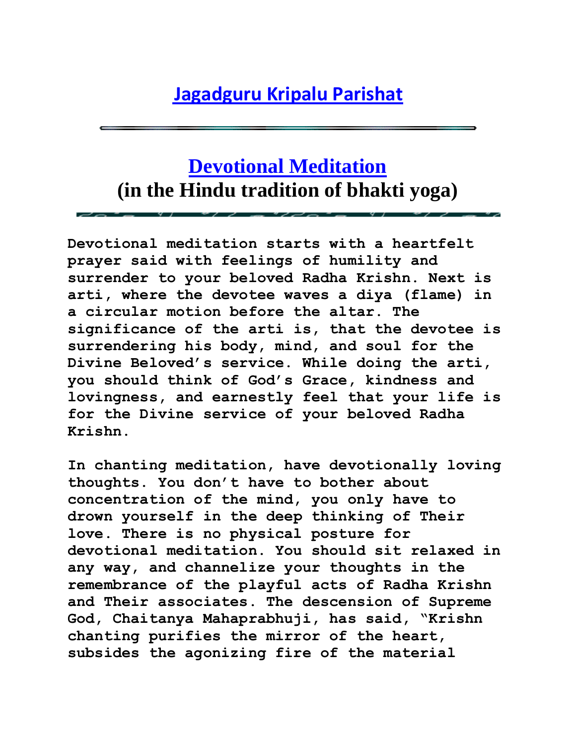# Jagadguru Kripalu Parishat

---

## Devotional Meditation
## (in the Hindu tradition of bhakti yoga)

---

**Devotional meditation starts with a heartfelt prayer said with feelings of humility and surrender to your beloved Radha Krishn. Next is arti, where the devotee waves a diya (flame) in a circular motion before the altar. The significance of the arti is, that the devotee is surrendering his body, mind, and soul for the Divine Beloved's service. While doing the arti, you should think of God's Grace, kindness and lovingness, and earnestly feel that your life is for the Divine service of your beloved Radha Krishn.**

**In chanting meditation, have devotionally loving thoughts. You don't have to bother about concentration of the mind, you only have to drown yourself in the deep thinking of Their love. There is no physical posture for devotional meditation. You should sit relaxed in any way, and channelize your thoughts in the remembrance of the playful acts of Radha Krishn and Their associates. The descension of Supreme God, Chaitanya Mahaprabhuji, has said, "Krishn chanting purifies the mirror of the heart, subsides the agonizing fire of the material**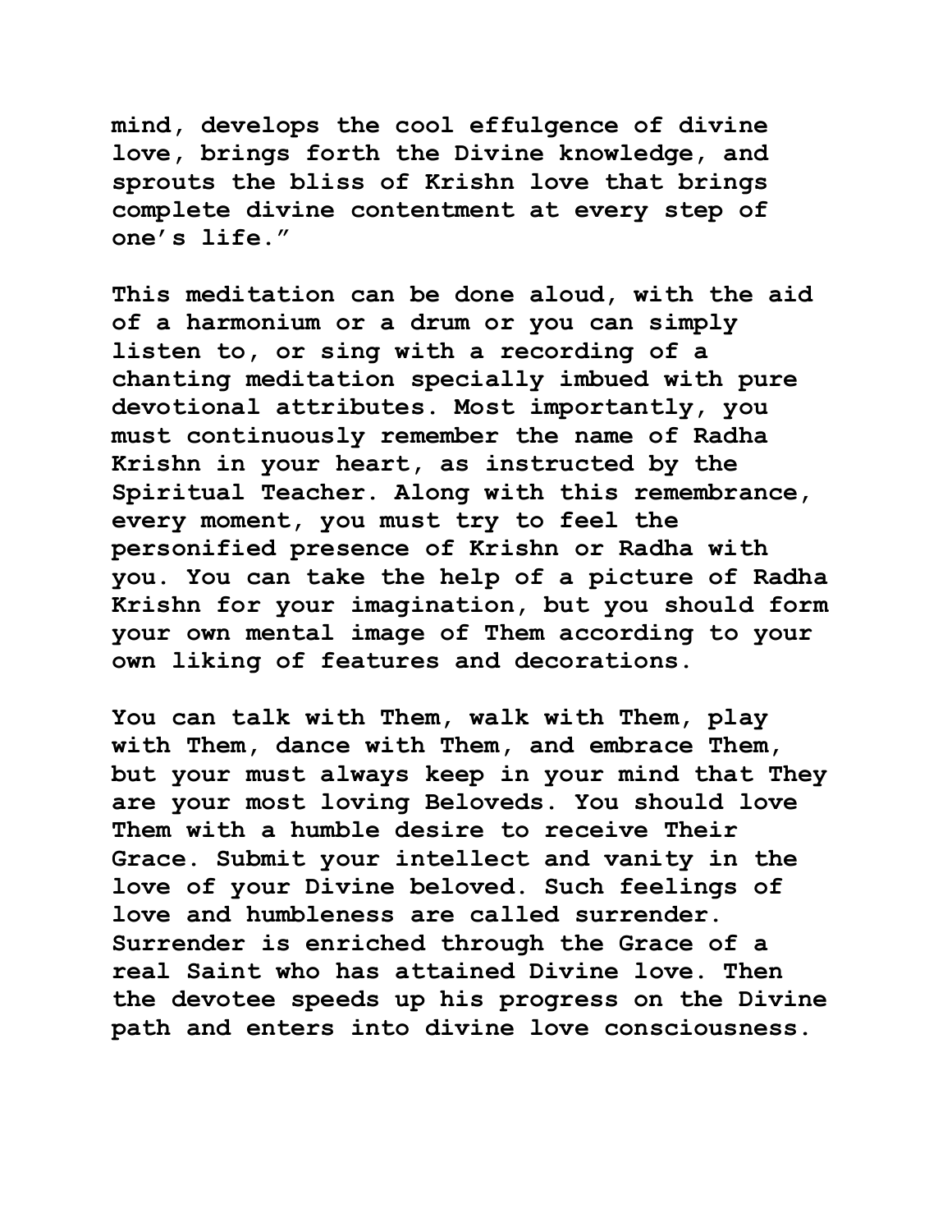mind, develops the cool effulgence of divine love, brings forth the Divine knowledge, and sprouts the bliss of Krishn love that brings complete divine contentment at every step of one's life."

This meditation can be done aloud, with the aid of a harmonium or a drum or you can simply listen to, or sing with a recording of a chanting meditation specially imbued with pure devotional attributes. Most importantly, you must continuously remember the name of Radha Krishn in your heart, as instructed by the Spiritual Teacher. Along with this remembrance, every moment, you must try to feel the personified presence of Krishn or Radha with you. You can take the help of a picture of Radha Krishn for your imagination, but you should form your own mental image of Them according to your own liking of features and decorations.

You can talk with Them, walk with Them, play with Them, dance with Them, and embrace Them, but your must always keep in your mind that They are your most loving Beloveds. You should love Them with a humble desire to receive Their Grace. Submit your intellect and vanity in the love of your Divine beloved. Such feelings of love and humbleness are called surrender. Surrender is enriched through the Grace of a real Saint who has attained Divine love. Then the devotee speeds up his progress on the Divine path and enters into divine love consciousness.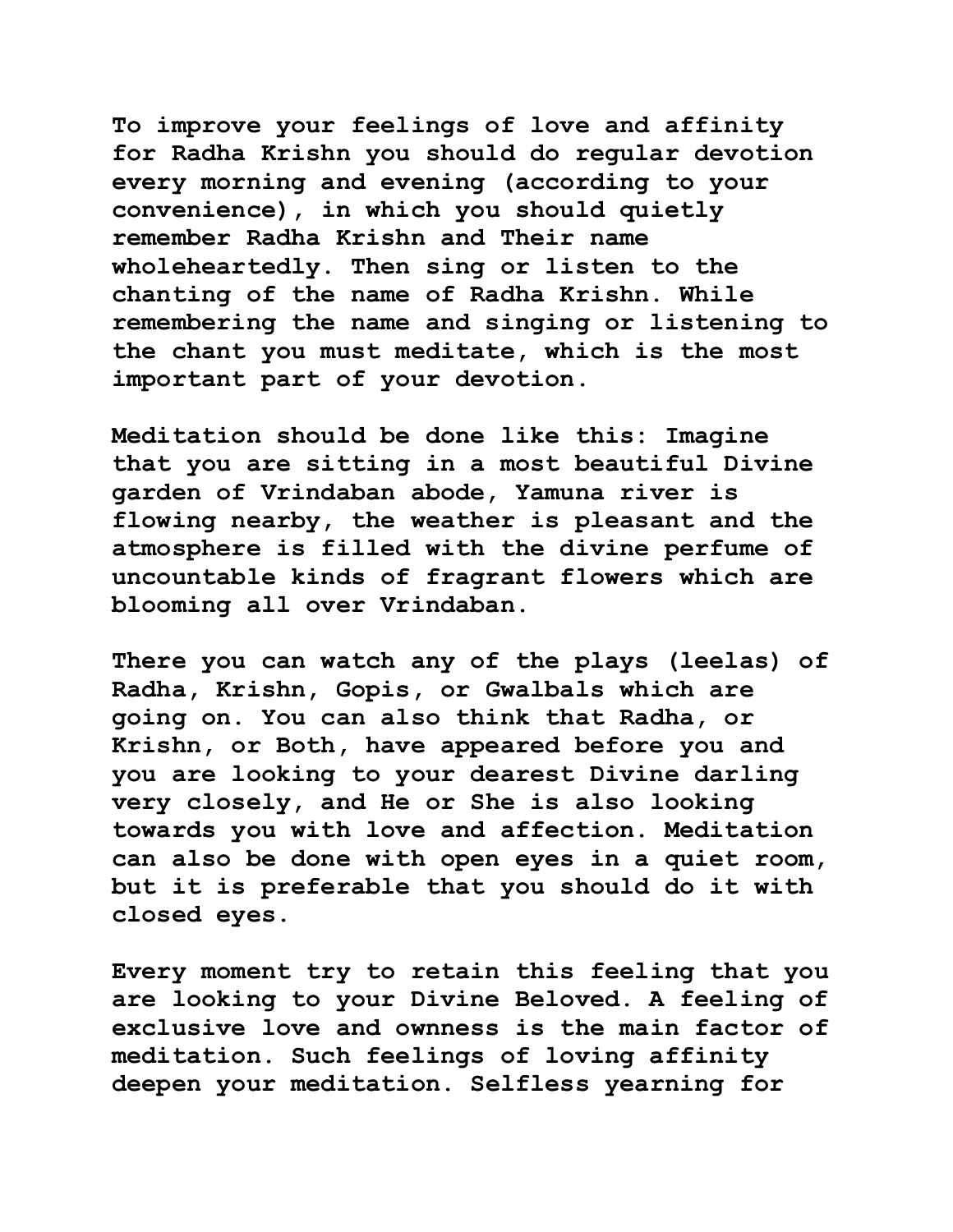To improve your feelings of love and affinity for Radha Krishn you should do regular devotion every morning and evening (according to your convenience), in which you should quietly remember Radha Krishn and Their name wholeheartedly. Then sing or listen to the chanting of the name of Radha Krishn. While remembering the name and singing or listening to the chant you must meditate, which is the most important part of your devotion.

Meditation should be done like this: Imagine that you are sitting in a most beautiful Divine garden of Vrindaban abode, Yamuna river is flowing nearby, the weather is pleasant and the atmosphere is filled with the divine perfume of uncountable kinds of fragrant flowers which are blooming all over Vrindaban.

There you can watch any of the plays (leelas) of Radha, Krishn, Gopis, or Gwalbals which are going on. You can also think that Radha, or Krishn, or Both, have appeared before you and you are looking to your dearest Divine darling very closely, and He or She is also looking towards you with love and affection. Meditation can also be done with open eyes in a quiet room, but it is preferable that you should do it with closed eyes.

Every moment try to retain this feeling that you are looking to your Divine Beloved. A feeling of exclusive love and ownness is the main factor of meditation. Such feelings of loving affinity deepen your meditation. Selfless yearning for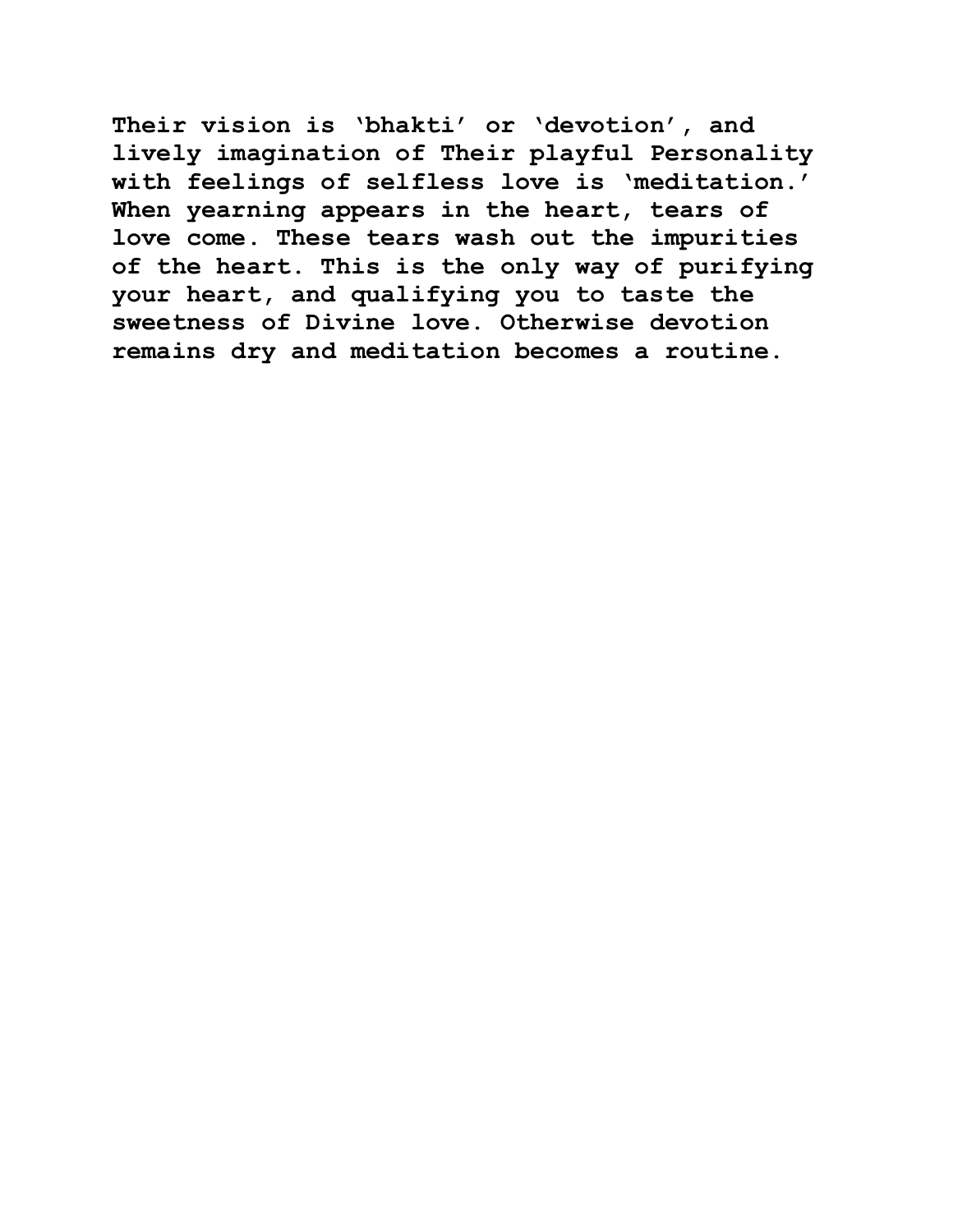**Their vision is ‘bhakti’ or ‘devotion’, and lively imagination of Their playful Personality with feelings of selfless love is ‘meditation.’ When yearning appears in the heart, tears of love come. These tears wash out the impurities of the heart. This is the only way of purifying your heart, and qualifying you to taste the sweetness of Divine love. Otherwise devotion remains dry and meditation becomes a routine.**